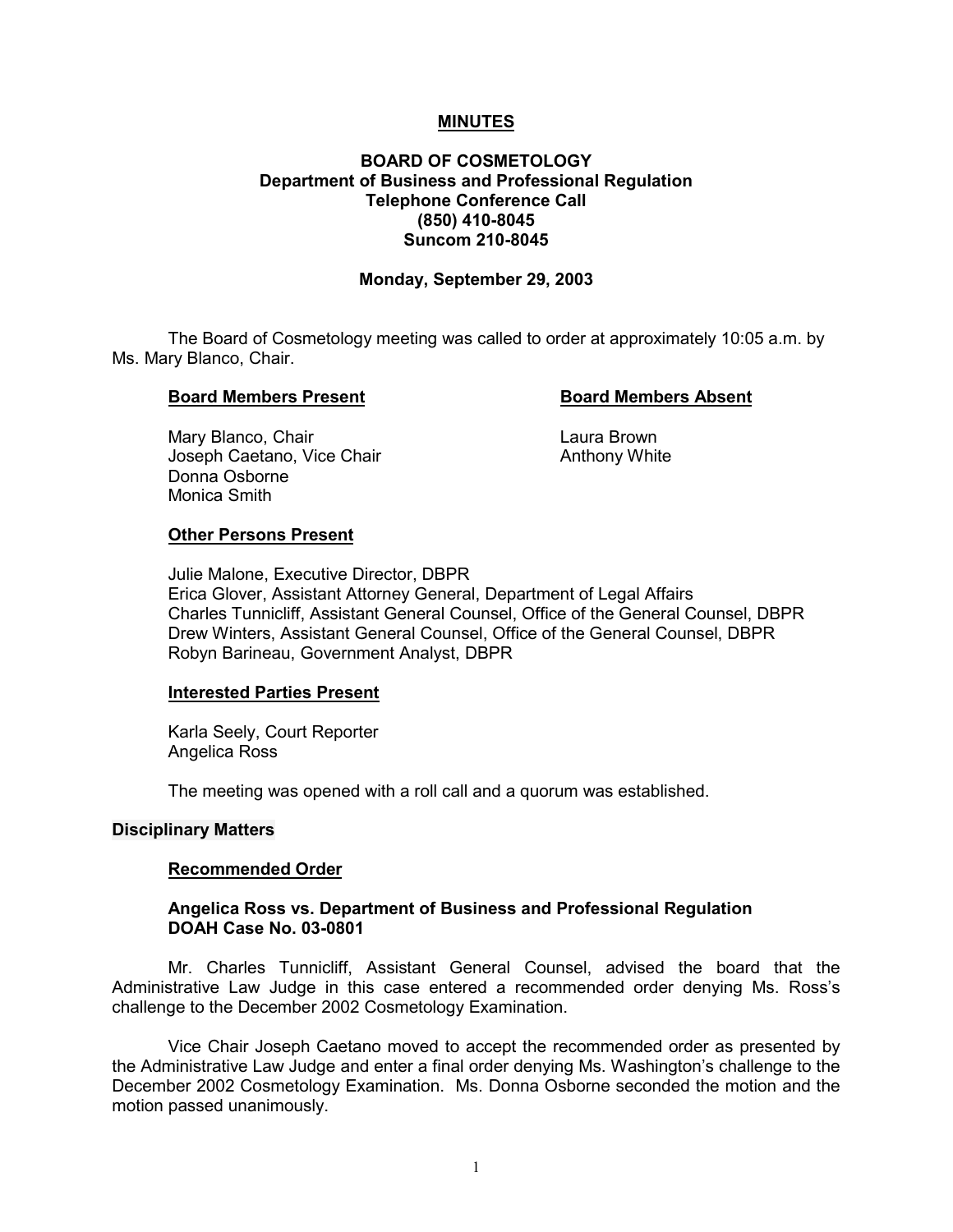# MINUTES

## BOARD OF COSMETOLOGY
**Department of Business and Professional Regulation**
**Telephone Conference Call**
**(850) 410-8045**
**Suncom 210-8045**

**Monday, September 29, 2003**

The Board of Cosmetology meeting was called to order at approximately 10:05 a.m. by Ms. Mary Blanco, Chair.

**Board Members Present**

Mary Blanco, Chair
Joseph Caetano, Vice Chair
Donna Osborne
Monica Smith

**Board Members Absent**

Laura Brown
Anthony White

**Other Persons Present**

Julie Malone, Executive Director, DBPR
Erica Glover, Assistant Attorney General, Department of Legal Affairs
Charles Tunnicliff, Assistant General Counsel, Office of the General Counsel, DBPR
Drew Winters, Assistant General Counsel, Office of the General Counsel, DBPR
Robyn Barineau, Government Analyst, DBPR

**Interested Parties Present**

Karla Seely, Court Reporter
Angelica Ross

The meeting was opened with a roll call and a quorum was established.

### Disciplinary Matters

**Recommended Order**

**Angelica Ross vs. Department of Business and Professional Regulation**
**DOAH Case No. 03-0801**

Mr. Charles Tunnicliff, Assistant General Counsel, advised the board that the Administrative Law Judge in this case entered a recommended order denying Ms. Ross's challenge to the December 2002 Cosmetology Examination.

Vice Chair Joseph Caetano moved to accept the recommended order as presented by the Administrative Law Judge and enter a final order denying Ms. Washington's challenge to the December 2002 Cosmetology Examination. Ms. Donna Osborne seconded the motion and the motion passed unanimously.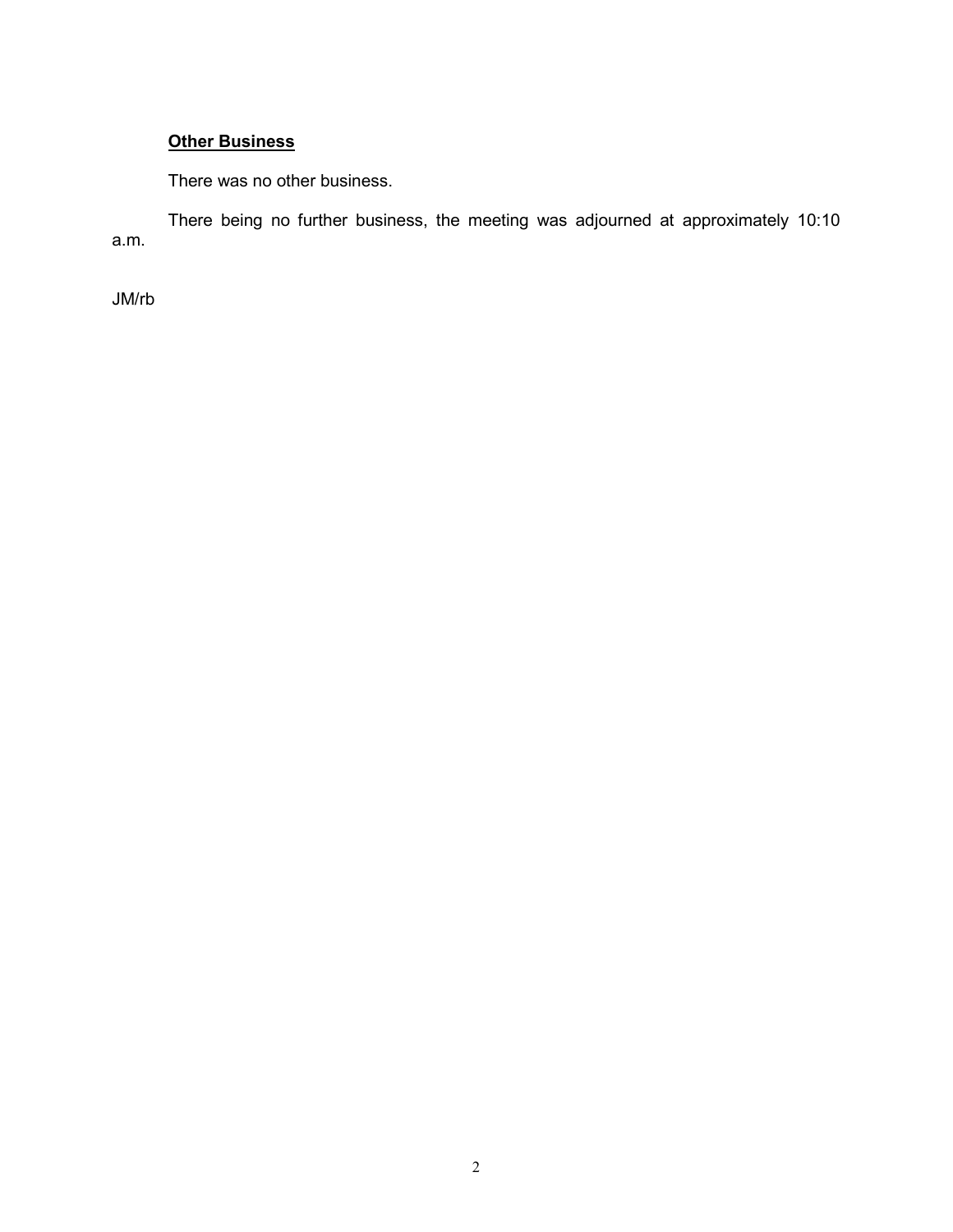**Other Business**

There was no other business.

There being no further business, the meeting was adjourned at approximately 10:10 a.m.

JM/rb